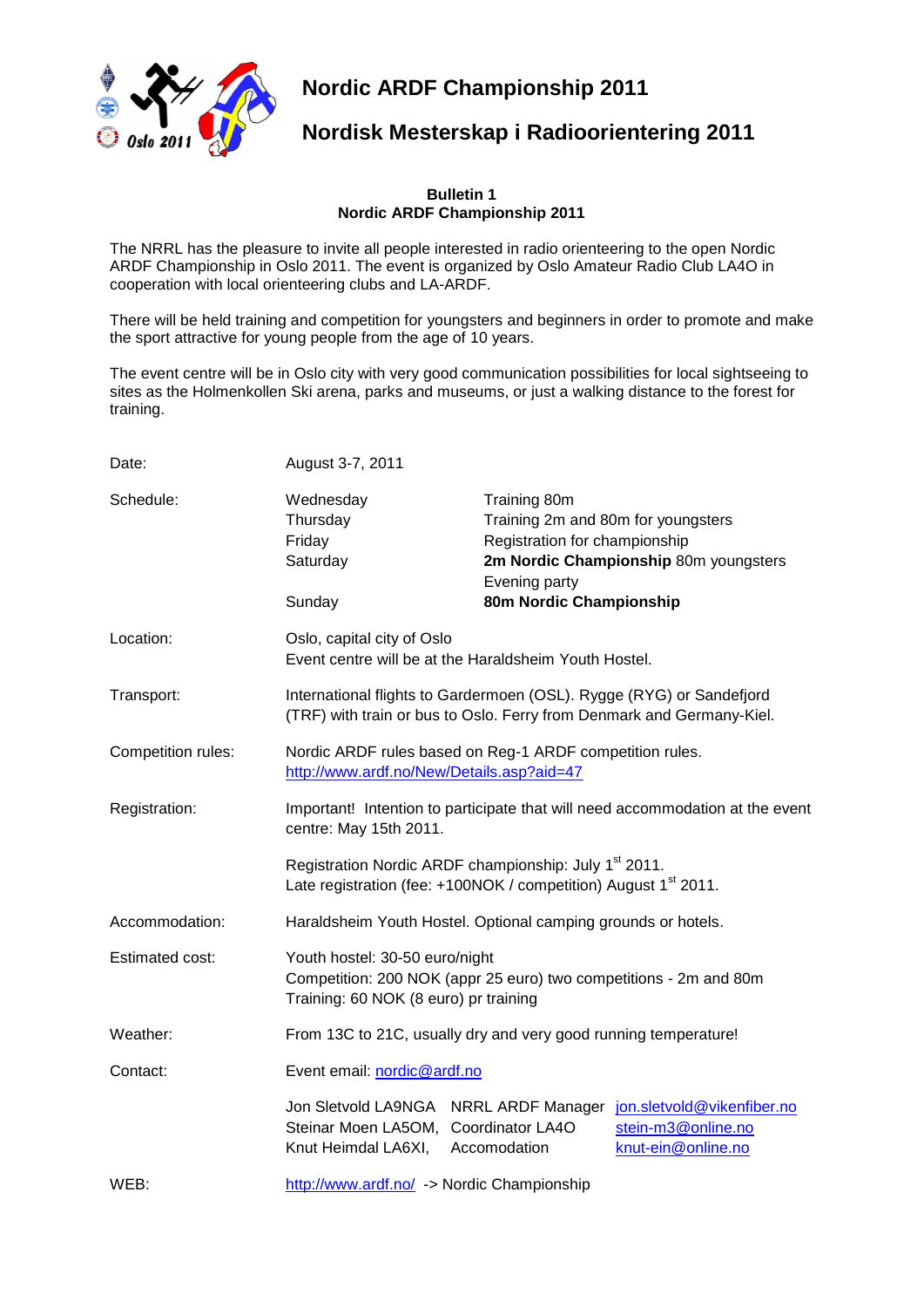# Nordic ARDF Championship 2011

# Nordisk Mesterskap i Radioorientering 2011

**Bulletin 1**
**Nordic ARDF Championship 2011**

The NRRL has the pleasure to invite all people interested in radio orienteering to the open Nordic ARDF Championship in Oslo 2011. The event is organized by Oslo Amateur Radio Club LA4O in cooperation with local orienteering clubs and LA-ARDF.

There will be held training and competition for youngsters and beginners in order to promote and make the sport attractive for young people from the age of 10 years.

The event centre will be in Oslo city with very good communication possibilities for local sightseeing to sites as the Holmenkollen Ski arena, parks and museums, or just a walking distance to the forest for training.

| | | |
|---|---|---|
| Date: | August 3-7, 2011 | |
| Schedule: | Wednesday | Training 80m |
| | Thursday | Training 2m and 80m for youngsters |
| | Friday | Registration for championship |
| | Saturday | **2m Nordic Championship** 80m youngsters |
| | | Evening party |
| | Sunday | **80m Nordic Championship** |
| Location: | Oslo, capital city of Oslo<br>Event centre will be at the Haraldsheim Youth Hostel. | |
| Transport: | International flights to Gardermoen (OSL). Rygge (RYG) or Sandefjord (TRF) with train or bus to Oslo. Ferry from Denmark and Germany-Kiel. | |
| Competition rules: | Nordic ARDF rules based on Reg-1 ARDF competition rules.<br>http://www.ardf.no/New/Details.asp?aid=47 | |
| Registration: | Important! Intention to participate that will need accommodation at the event centre: May 15th 2011. | |
| | Registration Nordic ARDF championship: July 1st 2011.<br>Late registration (fee: +100NOK / competition) August 1st 2011. | |
| Accommodation: | Haraldsheim Youth Hostel. Optional camping grounds or hotels. | |
| Estimated cost: | Youth hostel: 30-50 euro/night<br>Competition: 200 NOK (appr 25 euro) two competitions - 2m and 80m<br>Training: 60 NOK (8 euro) pr training | |
| Weather: | From 13C to 21C, usually dry and very good running temperature! | |
| Contact: | Event email: nordic@ardf.no | |

| | | |
|---|---|---|
| Jon Sletvold LA9NGA | NRRL ARDF Manager | jon.sletvold@vikenfiber.no |
| Steinar Moen LA5OM, | Coordinator LA4O | stein-m3@online.no |
| Knut Heimdal LA6XI, | Accomodation | knut-ein@online.no |

WEB: http://www.ardf.no/ -> Nordic Championship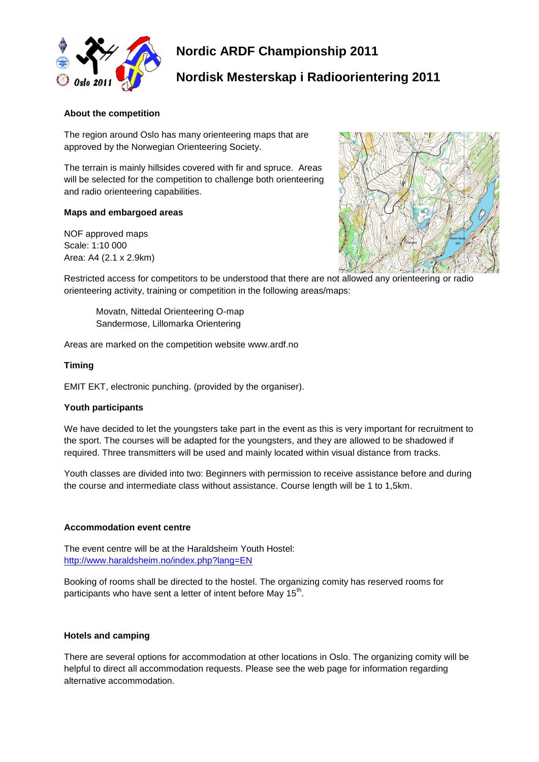# Nordic ARDF Championship 2011

# Nordisk Mesterskap i Radioorientering 2011

**About the competition**

The region around Oslo has many orienteering maps that are approved by the Norwegian Orienteering Society.

The terrain is mainly hillsides covered with fir and spruce. Areas will be selected for the competition to challenge both orienteering and radio orienteering capabilities.

**Maps and embargoed areas**

NOF approved maps
Scale: 1:10 000
Area: A4 (2.1 x 2.9km)

Restricted access for competitors to be understood that there are not allowed any orienteering or radio orienteering activity, training or competition in the following areas/maps:

> Movatn, Nittedal Orienteering O-map
> Sandermose, Lillomarka Orientering

Areas are marked on the competition website www.ardf.no

**Timing**

EMIT EKT, electronic punching. (provided by the organiser).

**Youth participants**

We have decided to let the youngsters take part in the event as this is very important for recruitment to the sport. The courses will be adapted for the youngsters, and they are allowed to be shadowed if required. Three transmitters will be used and mainly located within visual distance from tracks.

Youth classes are divided into two: Beginners with permission to receive assistance before and during the course and intermediate class without assistance. Course length will be 1 to 1,5km.

**Accommodation event centre**

The event centre will be at the Haraldsheim Youth Hostel:
http://www.haraldsheim.no/index.php?lang=EN

Booking of rooms shall be directed to the hostel. The organizing comity has reserved rooms for participants who have sent a letter of intent before May 15th.

**Hotels and camping**

There are several options for accommodation at other locations in Oslo. The organizing comity will be helpful to direct all accommodation requests. Please see the web page for information regarding alternative accommodation.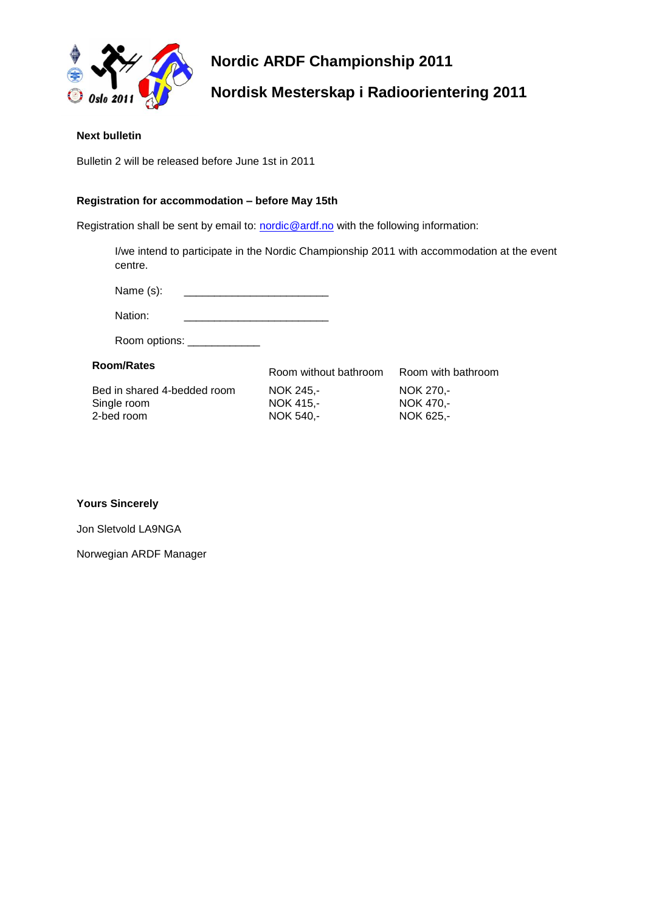# Nordic ARDF Championship 2011

# Nordisk Mesterskap i Radioorientering 2011

**Next bulletin**

Bulletin 2 will be released before June 1st in 2011

**Registration for accommodation – before May 15th**

Registration shall be sent by email to: nordic@ardf.no with the following information:

I/we intend to participate in the Nordic Championship 2011 with accommodation at the event centre.

Name (s): ________________________

Nation: ________________________

Room options: ____________

| **Room/Rates** | Room without bathroom | Room with bathroom |
| --- | --- | --- |
| Bed in shared 4-bedded room | NOK 245,- | NOK 270,- |
| Single room | NOK 415,- | NOK 470,- |
| 2-bed room | NOK 540,- | NOK 625,- |

**Yours Sincerely**

Jon Sletvold LA9NGA

Norwegian ARDF Manager